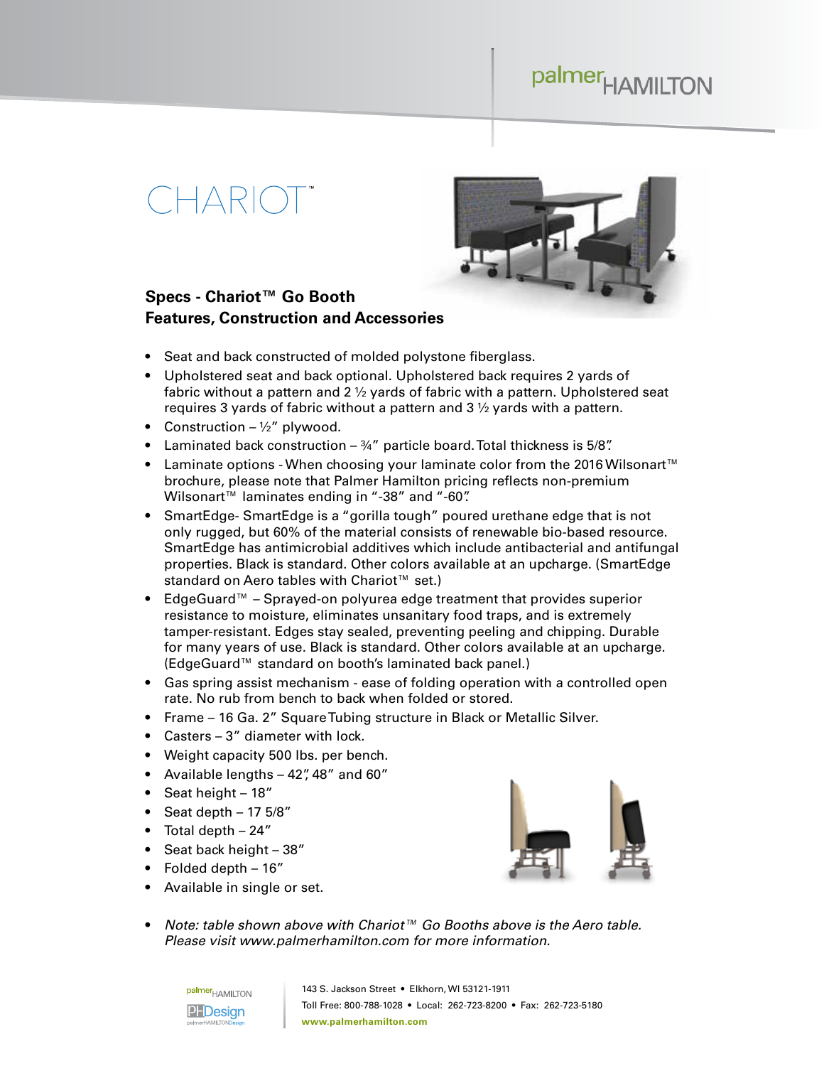palmerHAMILTON

# CHARIOT™

## Specs - Chariot™ Go Booth
## Features, Construction and Accessories

- Seat and back constructed of molded polystone fiberglass.
- Upholstered seat and back optional. Upholstered back requires 2 yards of fabric without a pattern and 2 ½ yards of fabric with a pattern. Upholstered seat requires 3 yards of fabric without a pattern and 3 ½ yards with a pattern.
- Construction – ½" plywood.
- Laminated back construction – ¾" particle board. Total thickness is 5/8".
- Laminate options - When choosing your laminate color from the 2016 Wilsonart™ brochure, please note that Palmer Hamilton pricing reflects non-premium Wilsonart™ laminates ending in "-38" and "-60".
- SmartEdge- SmartEdge is a "gorilla tough" poured urethane edge that is not only rugged, but 60% of the material consists of renewable bio-based resource. SmartEdge has antimicrobial additives which include antibacterial and antifungal properties. Black is standard. Other colors available at an upcharge. (SmartEdge standard on Aero tables with Chariot™ set.)
- EdgeGuard™ – Sprayed-on polyurea edge treatment that provides superior resistance to moisture, eliminates unsanitary food traps, and is extremely tamper-resistant. Edges stay sealed, preventing peeling and chipping. Durable for many years of use. Black is standard. Other colors available at an upcharge. (EdgeGuard™ standard on booth's laminated back panel.)
- Gas spring assist mechanism - ease of folding operation with a controlled open rate. No rub from bench to back when folded or stored.
- Frame – 16 Ga. 2" Square Tubing structure in Black or Metallic Silver.
- Casters – 3" diameter with lock.
- Weight capacity 500 lbs. per bench.
- Available lengths – 42", 48" and 60"
- Seat height – 18"
- Seat depth – 17 5/8"
- Total depth – 24"
- Seat back height – 38"
- Folded depth – 16"
- Available in single or set.

- *Note: table shown above with Chariot™ Go Booths above is the Aero table. Please visit www.palmerhamilton.com for more information.*

palmerHAMILTON
PHDesign

143 S. Jackson Street • Elkhorn, WI 53121-1911
Toll Free: 800-788-1028 • Local: 262-723-8200 • Fax: 262-723-5180
**www.palmerhamilton.com**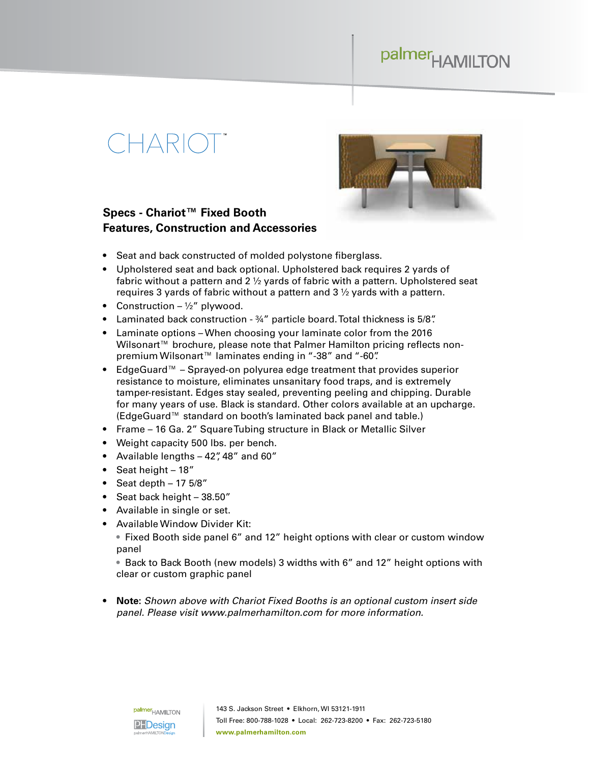# CHARIOT™

## Specs - Chariot™ Fixed Booth Features, Construction and Accessories

- Seat and back constructed of molded polystone fiberglass.
- Upholstered seat and back optional. Upholstered back requires 2 yards of fabric without a pattern and 2 ½ yards of fabric with a pattern. Upholstered seat requires 3 yards of fabric without a pattern and 3 ½ yards with a pattern.
- Construction – ½" plywood.
- Laminated back construction - ¾" particle board. Total thickness is 5/8".
- Laminate options – When choosing your laminate color from the 2016 Wilsonart™ brochure, please note that Palmer Hamilton pricing reflects non-premium Wilsonart™ laminates ending in "-38" and "-60".
- EdgeGuard™ – Sprayed-on polyurea edge treatment that provides superior resistance to moisture, eliminates unsanitary food traps, and is extremely tamper-resistant. Edges stay sealed, preventing peeling and chipping. Durable for many years of use. Black is standard. Other colors available at an upcharge. (EdgeGuard™ standard on booth's laminated back panel and table.)
- Frame – 16 Ga. 2" Square Tubing structure in Black or Metallic Silver
- Weight capacity 500 lbs. per bench.
- Available lengths – 42", 48" and 60"
- Seat height – 18"
- Seat depth – 17 5/8"
- Seat back height – 38.50"
- Available in single or set.
- Available Window Divider Kit:
  - Fixed Booth side panel 6" and 12" height options with clear or custom window panel
  - Back to Back Booth (new models) 3 widths with 6" and 12" height options with clear or custom graphic panel

- **Note**: *Shown above with Chariot Fixed Booths is an optional custom insert side panel. Please visit www.palmerhamilton.com for more information.*

143 S. Jackson Street • Elkhorn, WI 53121-1911
Toll Free: 800-788-1028 • Local: 262-723-8200 • Fax: 262-723-5180
**www.palmerhamilton.com**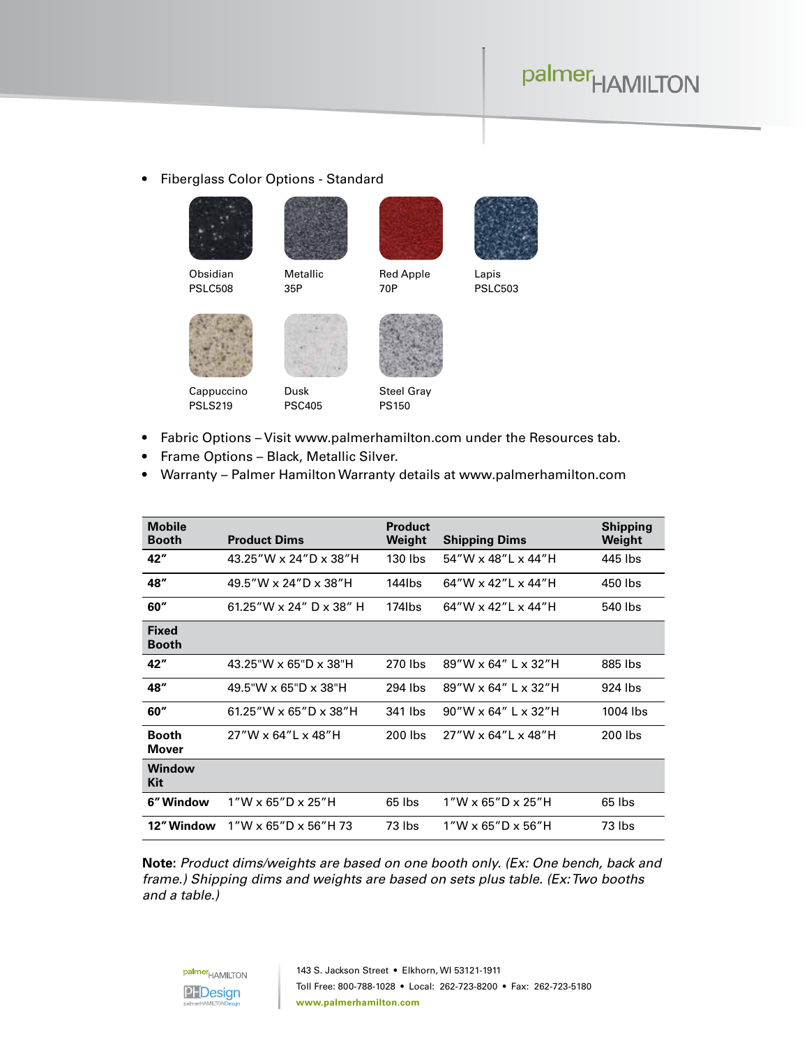- Fiberglass Color Options - Standard

Obsidian
PSLC508

Metallic
35P

Red Apple
70P

Lapis
PSLC503

Cappuccino
PSLS219

Dusk
PSC405

Steel Gray
PS150

- Fabric Options – Visit www.palmerhamilton.com under the Resources tab.
- Frame Options – Black, Metallic Silver.
- Warranty – Palmer Hamilton Warranty details at www.palmerhamilton.com

| Mobile Booth | Product Dims | Product Weight | Shipping Dims | Shipping Weight |
|---|---|---|---|---|
| **42"** | 43.25"W x 24"D x 38"H | 130 lbs | 54"W x 48"L x 44"H | 445 lbs |
| **48"** | 49.5"W x 24"D x 38"H | 144lbs | 64"W x 42"L x 44"H | 450 lbs |
| **60"** | 61.25"W x 24" D x 38" H | 174lbs | 64"W x 42"L x 44"H | 540 lbs |
| **Fixed Booth** | | | | |
| **42"** | 43.25"W x 65"D x 38"H | 270 lbs | 89"W x 64" L x 32"H | 885 lbs |
| **48"** | 49.5"W x 65"D x 38"H | 294 lbs | 89"W x 64" L x 32"H | 924 lbs |
| **60"** | 61.25"W x 65"D x 38"H | 341 lbs | 90"W x 64" L x 32"H | 1004 lbs |
| **Booth Mover** | 27"W x 64"L x 48"H | 200 lbs | 27"W x 64"L x 48"H | 200 lbs |
| **Window Kit** | | | | |
| **6" Window** | 1"W x 65"D x 25"H | 65 lbs | 1"W x 65"D x 25"H | 65 lbs |
| **12" Window** | 1"W x 65"D x 56"H 73 | 73 lbs | 1"W x 65"D x 56"H | 73 lbs |

**Note:** *Product dims/weights are based on one booth only. (Ex: One bench, back and frame.) Shipping dims and weights are based on sets plus table. (Ex: Two booths and a table.)*

143 S. Jackson Street • Elkhorn, WI 53121-1911
Toll Free: 800-788-1028 • Local: 262-723-8200 • Fax: 262-723-5180
**www.palmerhamilton.com**